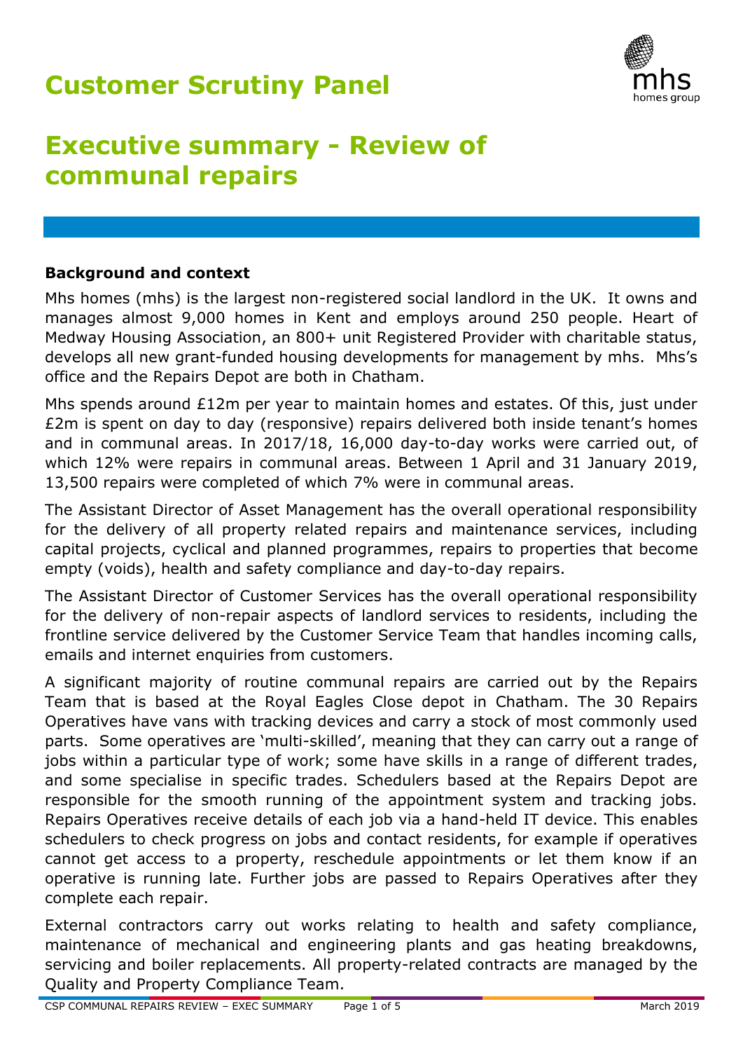# Customer Scrutiny Panel

# Executive summary - Review of communal repairs

### Background and context

Mhs homes (mhs) is the largest non-registered social landlord in the UK. It owns and manages almost 9,000 homes in Kent and employs around 250 people. Heart of Medway Housing Association, an 800+ unit Registered Provider with charitable status, develops all new grant-funded housing developments for management by mhs. Mhs's office and the Repairs Depot are both in Chatham.

Mhs spends around £12m per year to maintain homes and estates. Of this, just under £2m is spent on day to day (responsive) repairs delivered both inside tenant's homes and in communal areas. In 2017/18, 16,000 day-to-day works were carried out, of which 12% were repairs in communal areas. Between 1 April and 31 January 2019, 13,500 repairs were completed of which 7% were in communal areas.

The Assistant Director of Asset Management has the overall operational responsibility for the delivery of all property related repairs and maintenance services, including capital projects, cyclical and planned programmes, repairs to properties that become empty (voids), health and safety compliance and day-to-day repairs.

The Assistant Director of Customer Services has the overall operational responsibility for the delivery of non-repair aspects of landlord services to residents, including the frontline service delivered by the Customer Service Team that handles incoming calls, emails and internet enquiries from customers.

A significant majority of routine communal repairs are carried out by the Repairs Team that is based at the Royal Eagles Close depot in Chatham. The 30 Repairs Operatives have vans with tracking devices and carry a stock of most commonly used parts. Some operatives are 'multi-skilled', meaning that they can carry out a range of jobs within a particular type of work; some have skills in a range of different trades, and some specialise in specific trades. Schedulers based at the Repairs Depot are responsible for the smooth running of the appointment system and tracking jobs. Repairs Operatives receive details of each job via a hand-held IT device. This enables schedulers to check progress on jobs and contact residents, for example if operatives cannot get access to a property, reschedule appointments or let them know if an operative is running late. Further jobs are passed to Repairs Operatives after they complete each repair.

External contractors carry out works relating to health and safety compliance, maintenance of mechanical and engineering plants and gas heating breakdowns, servicing and boiler replacements. All property-related contracts are managed by the Quality and Property Compliance Team.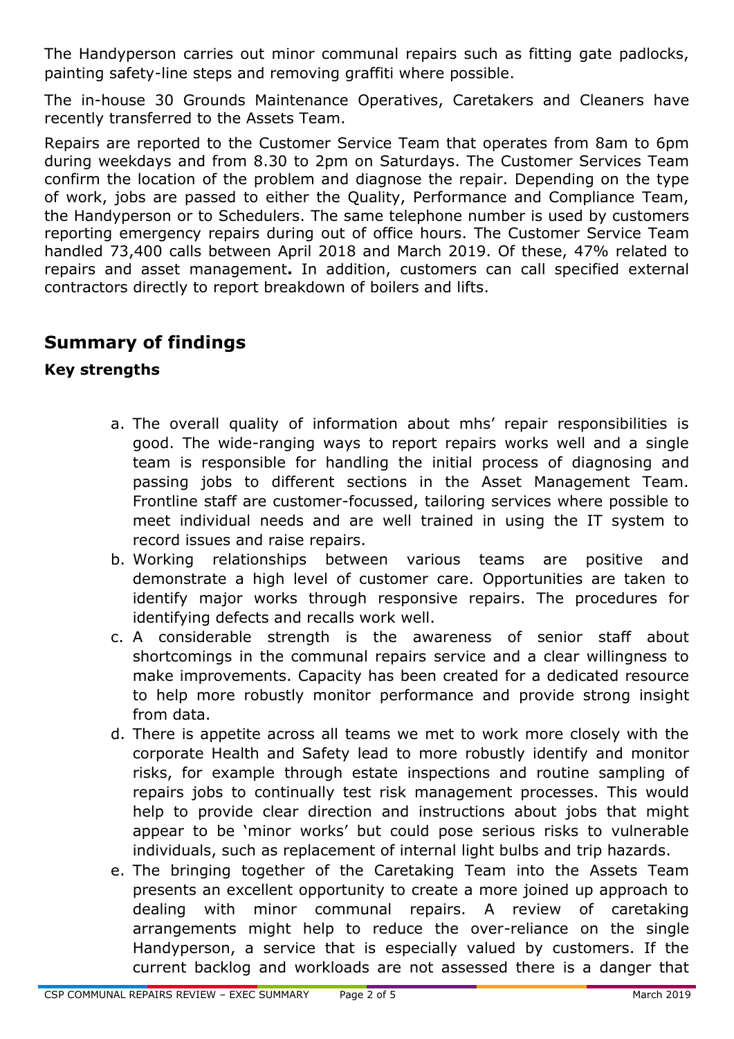The Handyperson carries out minor communal repairs such as fitting gate padlocks, painting safety-line steps and removing graffiti where possible.

The in-house 30 Grounds Maintenance Operatives, Caretakers and Cleaners have recently transferred to the Assets Team.

Repairs are reported to the Customer Service Team that operates from 8am to 6pm during weekdays and from 8.30 to 2pm on Saturdays. The Customer Services Team confirm the location of the problem and diagnose the repair. Depending on the type of work, jobs are passed to either the Quality, Performance and Compliance Team, the Handyperson or to Schedulers. The same telephone number is used by customers reporting emergency repairs during out of office hours. The Customer Service Team handled 73,400 calls between April 2018 and March 2019. Of these, 47% related to repairs and asset management**.** In addition, customers can call specified external contractors directly to report breakdown of boilers and lifts.

## Summary of findings

### Key strengths

a. The overall quality of information about mhs' repair responsibilities is good. The wide-ranging ways to report repairs works well and a single team is responsible for handling the initial process of diagnosing and passing jobs to different sections in the Asset Management Team. Frontline staff are customer-focussed, tailoring services where possible to meet individual needs and are well trained in using the IT system to record issues and raise repairs.

b. Working relationships between various teams are positive and demonstrate a high level of customer care. Opportunities are taken to identify major works through responsive repairs. The procedures for identifying defects and recalls work well.

c. A considerable strength is the awareness of senior staff about shortcomings in the communal repairs service and a clear willingness to make improvements. Capacity has been created for a dedicated resource to help more robustly monitor performance and provide strong insight from data.

d. There is appetite across all teams we met to work more closely with the corporate Health and Safety lead to more robustly identify and monitor risks, for example through estate inspections and routine sampling of repairs jobs to continually test risk management processes. This would help to provide clear direction and instructions about jobs that might appear to be 'minor works' but could pose serious risks to vulnerable individuals, such as replacement of internal light bulbs and trip hazards.

e. The bringing together of the Caretaking Team into the Assets Team presents an excellent opportunity to create a more joined up approach to dealing with minor communal repairs. A review of caretaking arrangements might help to reduce the over-reliance on the single Handyperson, a service that is especially valued by customers. If the current backlog and workloads are not assessed there is a danger that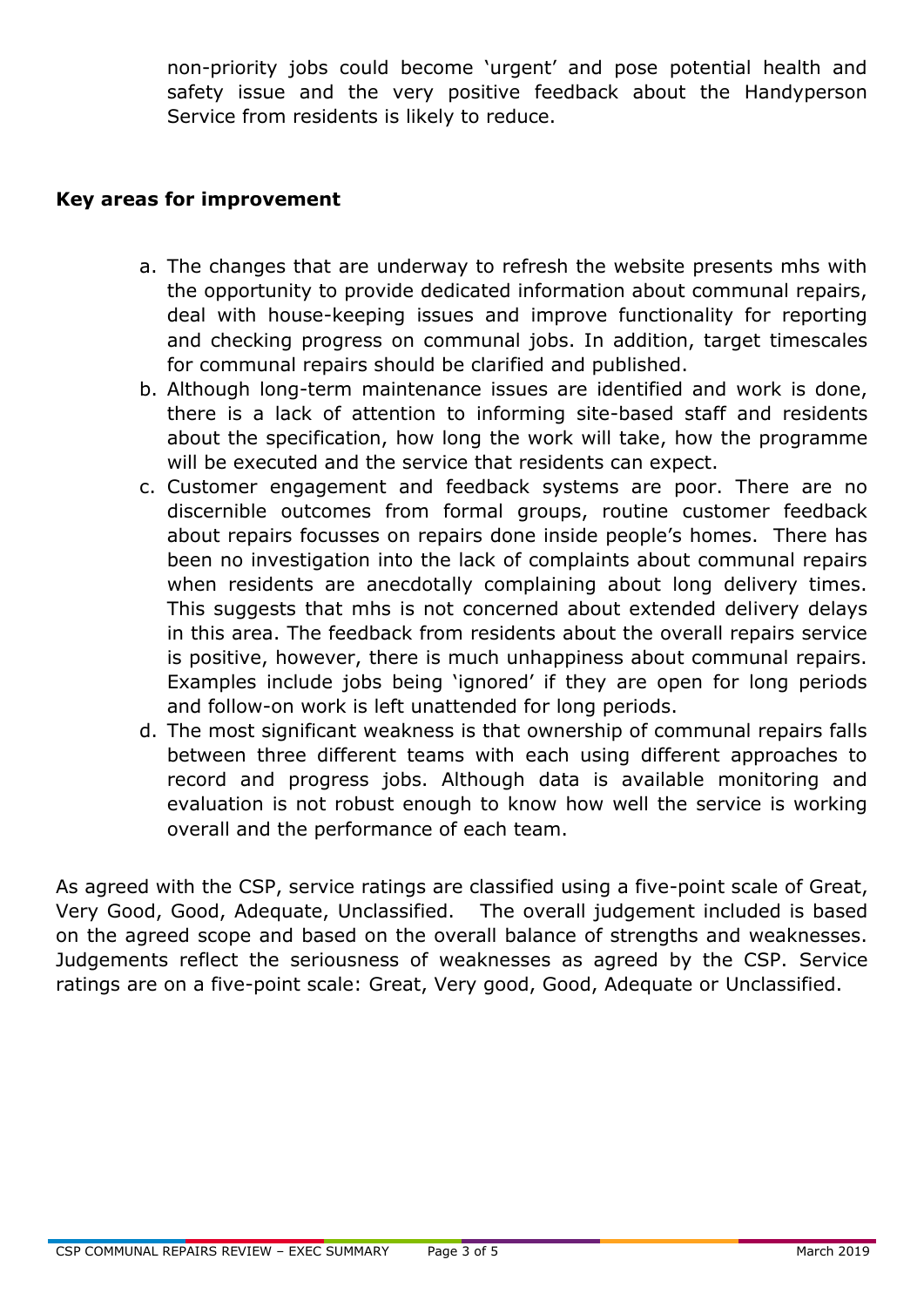non-priority jobs could become 'urgent' and pose potential health and safety issue and the very positive feedback about the Handyperson Service from residents is likely to reduce.

**Key areas for improvement**

a. The changes that are underway to refresh the website presents mhs with the opportunity to provide dedicated information about communal repairs, deal with house-keeping issues and improve functionality for reporting and checking progress on communal jobs. In addition, target timescales for communal repairs should be clarified and published.
b. Although long-term maintenance issues are identified and work is done, there is a lack of attention to informing site-based staff and residents about the specification, how long the work will take, how the programme will be executed and the service that residents can expect.
c. Customer engagement and feedback systems are poor. There are no discernible outcomes from formal groups, routine customer feedback about repairs focusses on repairs done inside people's homes. There has been no investigation into the lack of complaints about communal repairs when residents are anecdotally complaining about long delivery times. This suggests that mhs is not concerned about extended delivery delays in this area. The feedback from residents about the overall repairs service is positive, however, there is much unhappiness about communal repairs. Examples include jobs being 'ignored' if they are open for long periods and follow-on work is left unattended for long periods.
d. The most significant weakness is that ownership of communal repairs falls between three different teams with each using different approaches to record and progress jobs. Although data is available monitoring and evaluation is not robust enough to know how well the service is working overall and the performance of each team.

As agreed with the CSP, service ratings are classified using a five-point scale of Great, Very Good, Good, Adequate, Unclassified. The overall judgement included is based on the agreed scope and based on the overall balance of strengths and weaknesses. Judgements reflect the seriousness of weaknesses as agreed by the CSP. Service ratings are on a five-point scale: Great, Very good, Good, Adequate or Unclassified.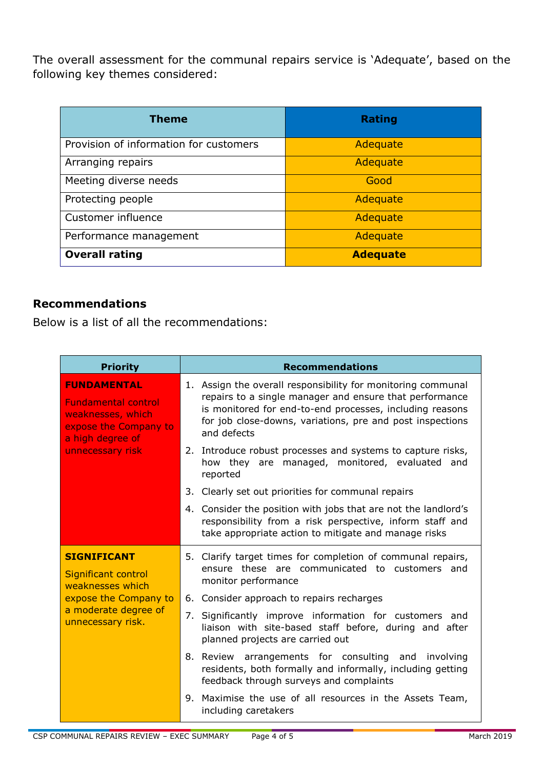The overall assessment for the communal repairs service is 'Adequate', based on the following key themes considered:

| Theme | Rating |
| --- | --- |
| Provision of information for customers | Adequate |
| Arranging repairs | Adequate |
| Meeting diverse needs | Good |
| Protecting people | Adequate |
| Customer influence | Adequate |
| Performance management | Adequate |
| **Overall rating** | **Adequate** |

### Recommendations

Below is a list of all the recommendations:

| Priority | Recommendations |
| --- | --- |
| **FUNDAMENTAL** Fundamental control weaknesses, which expose the Company to a high degree of unnecessary risk | 1. Assign the overall responsibility for monitoring communal repairs to a single manager and ensure that performance is monitored for end-to-end processes, including reasons for job close-downs, variations, pre and post inspections and defects<br>2. Introduce robust processes and systems to capture risks, how they are managed, monitored, evaluated and reported<br>3. Clearly set out priorities for communal repairs<br>4. Consider the position with jobs that are not the landlord's responsibility from a risk perspective, inform staff and take appropriate action to mitigate and manage risks |
| **SIGNIFICANT** Significant control weaknesses which expose the Company to a moderate degree of unnecessary risk. | 5. Clarify target times for completion of communal repairs, ensure these are communicated to customers and monitor performance<br>6. Consider approach to repairs recharges<br>7. Significantly improve information for customers and liaison with site-based staff before, during and after planned projects are carried out<br>8. Review arrangements for consulting and involving residents, both formally and informally, including getting feedback through surveys and complaints<br>9. Maximise the use of all resources in the Assets Team, including caretakers |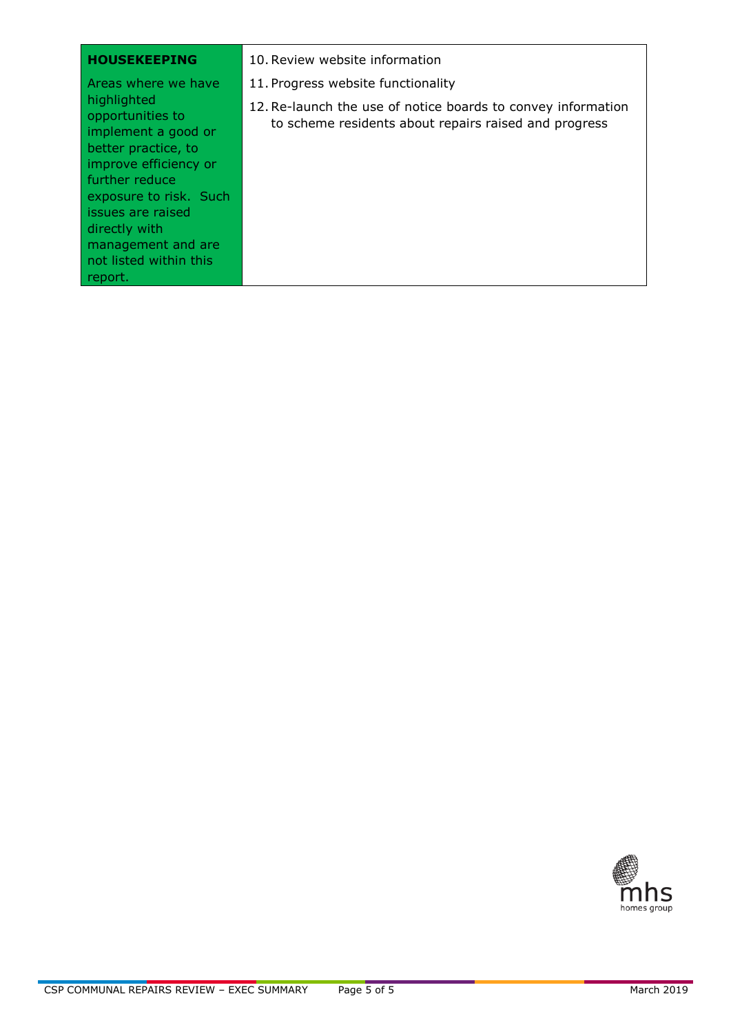| | |
|---|---|
| **HOUSEKEEPING**<br><br>Areas where we have highlighted opportunities to implement a good or better practice, to improve efficiency or further reduce exposure to risk. Such issues are raised directly with management and are not listed within this report. | 10. Review website information<br>11. Progress website functionality<br>12. Re-launch the use of notice boards to convey information to scheme residents about repairs raised and progress |